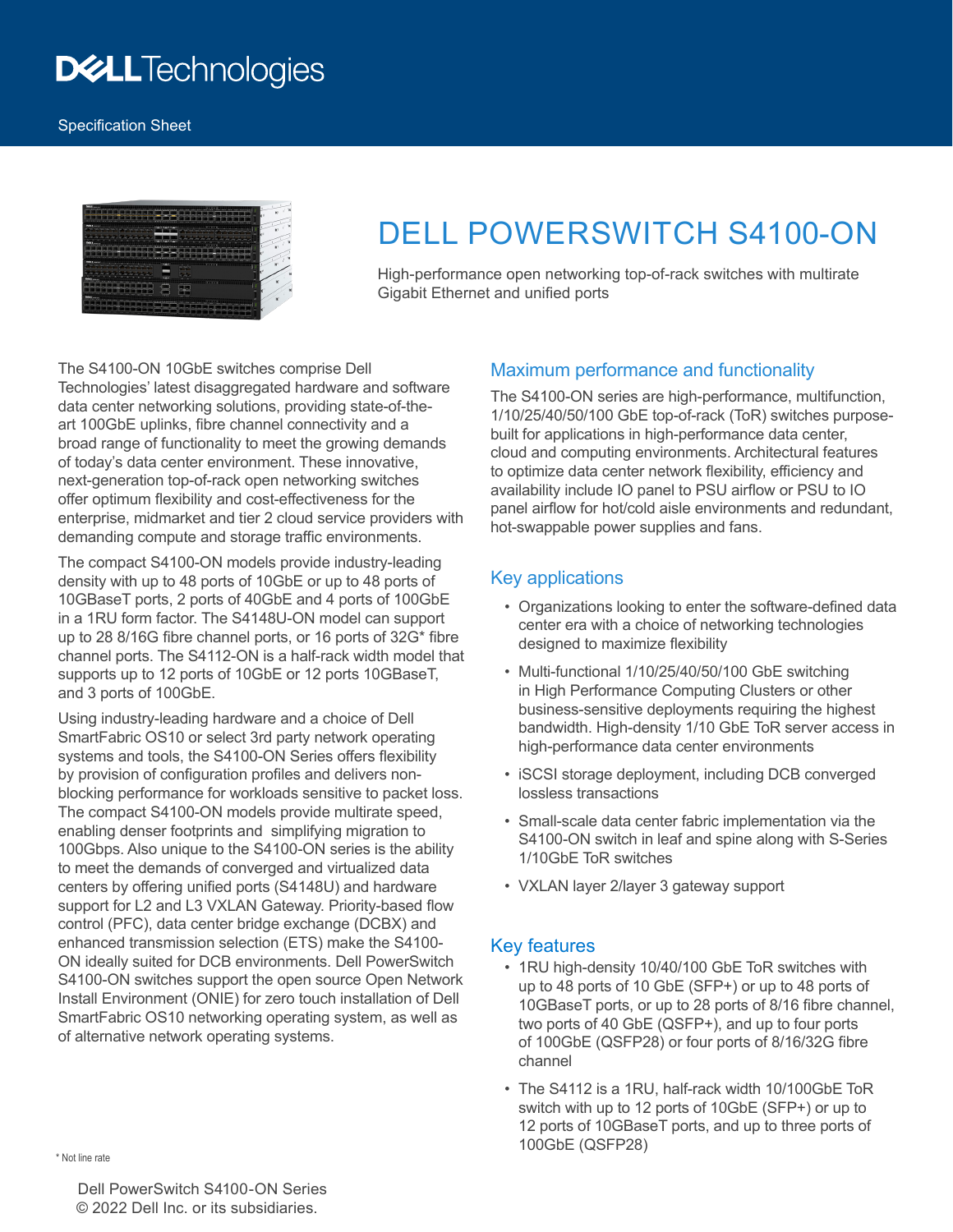Dell Technologies

Specification Sheet

# DELL POWERSWITCH S4100-ON

High-performance open networking top-of-rack switches with multirate Gigabit Ethernet and unified ports

The S4100-ON 10GbE switches comprise Dell Technologies' latest disaggregated hardware and software data center networking solutions, providing state-of-the-art 100GbE uplinks, fibre channel connectivity and a broad range of functionality to meet the growing demands of today's data center environment. These innovative, next-generation top-of-rack open networking switches offer optimum flexibility and cost-effectiveness for the enterprise, midmarket and tier 2 cloud service providers with demanding compute and storage traffic environments.

The compact S4100-ON models provide industry-leading density with up to 48 ports of 10GbE or up to 48 ports of 10GBaseT ports, 2 ports of 40GbE and 4 ports of 100GbE in a 1RU form factor. The S4148U-ON model can support up to 28 8/16G fibre channel ports, or 16 ports of 32G* fibre channel ports. The S4112-ON is a half-rack width model that supports up to 12 ports of 10GbE or 12 ports 10GBaseT, and 3 ports of 100GbE.

Using industry-leading hardware and a choice of Dell SmartFabric OS10 or select 3rd party network operating systems and tools, the S4100-ON Series offers flexibility by provision of configuration profiles and delivers non-blocking performance for workloads sensitive to packet loss. The compact S4100-ON models provide multirate speed, enabling denser footprints and simplifying migration to 100Gbps. Also unique to the S4100-ON series is the ability to meet the demands of converged and virtualized data centers by offering unified ports (S4148U) and hardware support for L2 and L3 VXLAN Gateway. Priority-based flow control (PFC), data center bridge exchange (DCBX) and enhanced transmission selection (ETS) make the S4100-ON ideally suited for DCB environments. Dell PowerSwitch S4100-ON switches support the open source Open Network Install Environment (ONIE) for zero touch installation of Dell SmartFabric OS10 networking operating system, as well as of alternative network operating systems.

\* Not line rate

## Maximum performance and functionality

The S4100-ON series are high-performance, multifunction, 1/10/25/40/50/100 GbE top-of-rack (ToR) switches purpose-built for applications in high-performance data center, cloud and computing environments. Architectural features to optimize data center network flexibility, efficiency and availability include IO panel to PSU airflow or PSU to IO panel airflow for hot/cold aisle environments and redundant, hot-swappable power supplies and fans.

## Key applications

- Organizations looking to enter the software-defined data center era with a choice of networking technologies designed to maximize flexibility
- Multi-functional 1/10/25/40/50/100 GbE switching in High Performance Computing Clusters or other business-sensitive deployments requiring the highest bandwidth. High-density 1/10 GbE ToR server access in high-performance data center environments
- iSCSI storage deployment, including DCB converged lossless transactions
- Small-scale data center fabric implementation via the S4100-ON switch in leaf and spine along with S-Series 1/10GbE ToR switches
- VXLAN layer 2/layer 3 gateway support

## Key features

- 1RU high-density 10/40/100 GbE ToR switches with up to 48 ports of 10 GbE (SFP+) or up to 48 ports of 10GBaseT ports, or up to 28 ports of 8/16 fibre channel, two ports of 40 GbE (QSFP+), and up to four ports of 100GbE (QSFP28) or four ports of 8/16/32G fibre channel
- The S4112 is a 1RU, half-rack width 10/100GbE ToR switch with up to 12 ports of 10GbE (SFP+) or up to 12 ports of 10GBaseT ports, and up to three ports of 100GbE (QSFP28)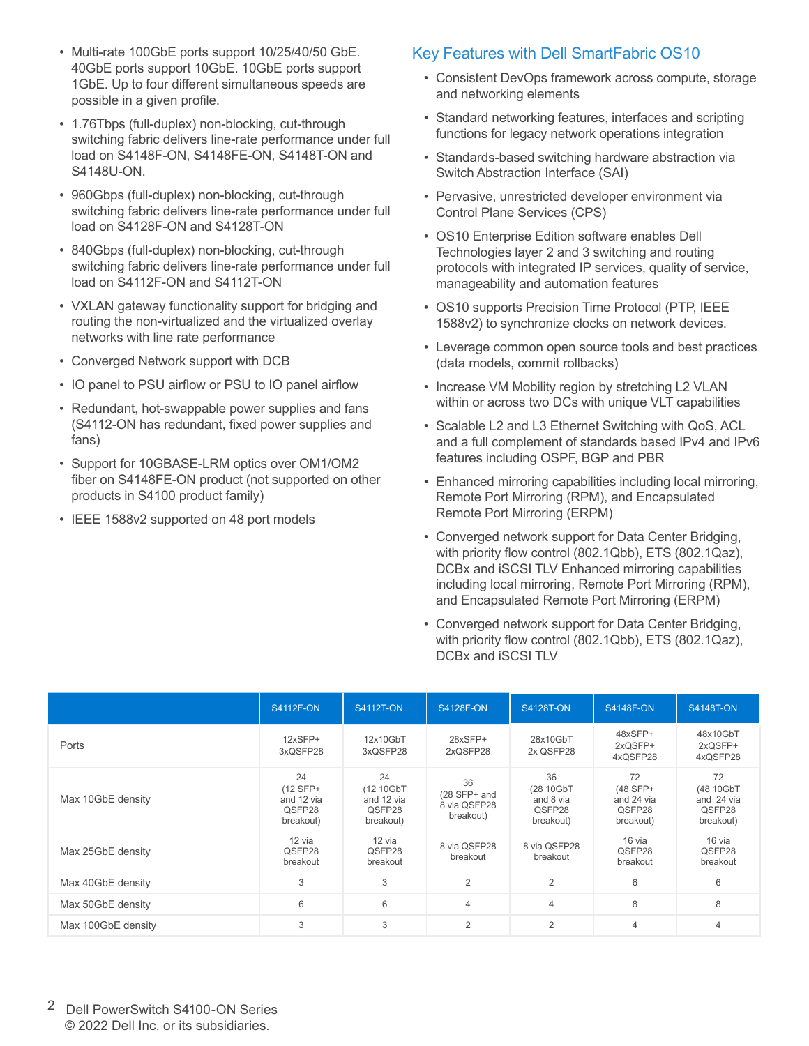- Multi-rate 100GbE ports support 10/25/40/50 GbE. 40GbE ports support 10GbE. 10GbE ports support 1GbE. Up to four different simultaneous speeds are possible in a given profile.
- 1.76Tbps (full-duplex) non-blocking, cut-through switching fabric delivers line-rate performance under full load on S4148F-ON, S4148FE-ON, S4148T-ON and S4148U-ON.
- 960Gbps (full-duplex) non-blocking, cut-through switching fabric delivers line-rate performance under full load on S4128F-ON and S4128T-ON
- 840Gbps (full-duplex) non-blocking, cut-through switching fabric delivers line-rate performance under full load on S4112F-ON and S4112T-ON
- VXLAN gateway functionality support for bridging and routing the non-virtualized and the virtualized overlay networks with line rate performance
- Converged Network support with DCB
- IO panel to PSU airflow or PSU to IO panel airflow
- Redundant, hot-swappable power supplies and fans (S4112-ON has redundant, fixed power supplies and fans)
- Support for 10GBASE-LRM optics over OM1/OM2 fiber on S4148FE-ON product (not supported on other products in S4100 product family)
- IEEE 1588v2 supported on 48 port models

## Key Features with Dell SmartFabric OS10

- Consistent DevOps framework across compute, storage and networking elements
- Standard networking features, interfaces and scripting functions for legacy network operations integration
- Standards-based switching hardware abstraction via Switch Abstraction Interface (SAI)
- Pervasive, unrestricted developer environment via Control Plane Services (CPS)
- OS10 Enterprise Edition software enables Dell Technologies layer 2 and 3 switching and routing protocols with integrated IP services, quality of service, manageability and automation features
- OS10 supports Precision Time Protocol (PTP, IEEE 1588v2) to synchronize clocks on network devices.
- Leverage common open source tools and best practices (data models, commit rollbacks)
- Increase VM Mobility region by stretching L2 VLAN within or across two DCs with unique VLT capabilities
- Scalable L2 and L3 Ethernet Switching with QoS, ACL and a full complement of standards based IPv4 and IPv6 features including OSPF, BGP and PBR
- Enhanced mirroring capabilities including local mirroring, Remote Port Mirroring (RPM), and Encapsulated Remote Port Mirroring (ERPM)
- Converged network support for Data Center Bridging, with priority flow control (802.1Qbb), ETS (802.1Qaz), DCBx and iSCSI TLV Enhanced mirroring capabilities including local mirroring, Remote Port Mirroring (RPM), and Encapsulated Remote Port Mirroring (ERPM)
- Converged network support for Data Center Bridging, with priority flow control (802.1Qbb), ETS (802.1Qaz), DCBx and iSCSI TLV

| | S4112F-ON | S4112T-ON | S4128F-ON | S4128T-ON | S4148F-ON | S4148T-ON |
|---|---|---|---|---|---|---|
| Ports | 12xSFP+ 3xQSFP28 | 12x10GbT 3xQSFP28 | 28xSFP+ 2xQSFP28 | 28x10GbT 2x QSFP28 | 48xSFP+ 2xQSFP+ 4xQSFP28 | 48x10GbT 2xQSFP+ 4xQSFP28 |
| Max 10GbE density | 24 (12 SFP+ and 12 via QSFP28 breakout) | 24 (12 10GbT and 12 via QSFP28 breakout) | 36 (28 SFP+ and 8 via QSFP28 breakout) | 36 (28 10GbT and 8 via QSFP28 breakout) | 72 (48 SFP+ and 24 via QSFP28 breakout) | 72 (48 10GbT and 24 via QSFP28 breakout) |
| Max 25GbE density | 12 via QSFP28 breakout | 12 via QSFP28 breakout | 8 via QSFP28 breakout | 8 via QSFP28 breakout | 16 via QSFP28 breakout | 16 via QSFP28 breakout |
| Max 40GbE density | 3 | 3 | 2 | 2 | 6 | 6 |
| Max 50GbE density | 6 | 6 | 4 | 4 | 8 | 8 |
| Max 100GbE density | 3 | 3 | 2 | 2 | 4 | 4 |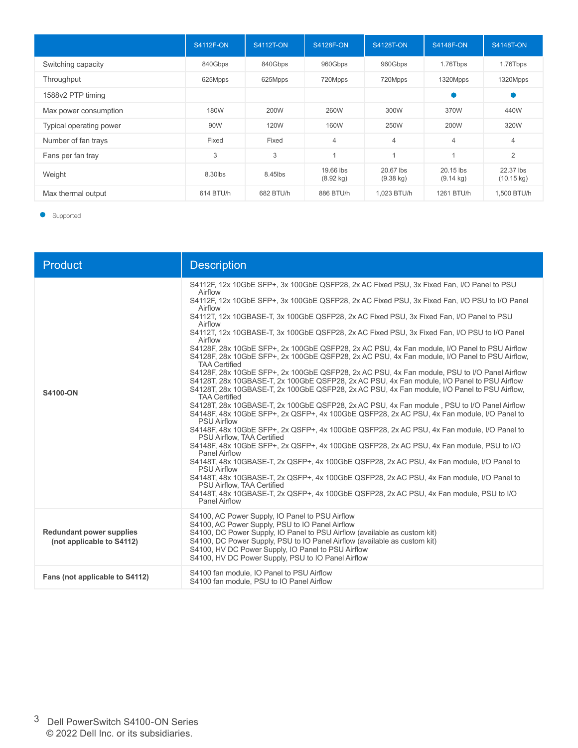| | S4112F-ON | S4112T-ON | S4128F-ON | S4128T-ON | S4148F-ON | S4148T-ON |
|---|---|---|---|---|---|---|
| Switching capacity | 840Gbps | 840Gbps | 960Gbps | 960Gbps | 1.76Tbps | 1.76Tbps |
| Throughput | 625Mpps | 625Mpps | 720Mpps | 720Mpps | 1320Mpps | 1320Mpps |
| 1588v2 PTP timing | | | | | ● | ● |
| Max power consumption | 180W | 200W | 260W | 300W | 370W | 440W |
| Typical operating power | 90W | 120W | 160W | 250W | 200W | 320W |
| Number of fan trays | Fixed | Fixed | 4 | 4 | 4 | 4 |
| Fans per fan tray | 3 | 3 | 1 | 1 | 1 | 2 |
| Weight | 8.30lbs | 8.45lbs | 19.66 lbs (8.92 kg) | 20.67 lbs (9.38 kg) | 20.15 lbs (9.14 kg) | 22.37 lbs (10.15 kg) |
| Max thermal output | 614 BTU/h | 682 BTU/h | 886 BTU/h | 1,023 BTU/h | 1261 BTU/h | 1,500 BTU/h |

● Supported

| Product | Description |
|---|---|
| **S4100-ON** | S4112F, 12x 10GbE SFP+, 3x 100GbE QSFP28, 2x AC Fixed PSU, 3x Fixed Fan, I/O Panel to PSU Airflow<br>S4112F, 12x 10GbE SFP+, 3x 100GbE QSFP28, 2x AC Fixed PSU, 3x Fixed Fan, I/O PSU to I/O Panel Airflow<br>S4112T, 12x 10GBASE-T, 3x 100GbE QSFP28, 2x AC Fixed PSU, 3x Fixed Fan, I/O Panel to PSU Airflow<br>S4112T, 12x 10GBASE-T, 3x 100GbE QSFP28, 2x AC Fixed PSU, 3x Fixed Fan, I/O PSU to I/O Panel Airflow<br>S4128F, 28x 10GbE SFP+, 2x 100GbE QSFP28, 2x AC PSU, 4x Fan module, I/O Panel to PSU Airflow<br>S4128F, 28x 10GbE SFP+, 2x 100GbE QSFP28, 2x AC PSU, 4x Fan module, I/O Panel to PSU Airflow, TAA Certified<br>S4128F, 28x 10GbE SFP+, 2x 100GbE QSFP28, 2x AC PSU, 4x Fan module, PSU to I/O Panel Airflow<br>S4128T, 28x 10GBASE-T, 2x 100GbE QSFP28, 2x AC PSU, 4x Fan module, I/O Panel to PSU Airflow<br>S4128T, 28x 10GBASE-T, 2x 100GbE QSFP28, 2x AC PSU, 4x Fan module, I/O Panel to PSU Airflow, TAA Certified<br>S4128T, 28x 10GBASE-T, 2x 100GbE QSFP28, 2x AC PSU, 4x Fan module , PSU to I/O Panel Airflow<br>S4148F, 48x 10GbE SFP+, 2x QSFP+, 4x 100GbE QSFP28, 2x AC PSU, 4x Fan module, I/O Panel to PSU Airflow<br>S4148F, 48x 10GbE SFP+, 2x QSFP+, 4x 100GbE QSFP28, 2x AC PSU, 4x Fan module, I/O Panel to PSU Airflow, TAA Certified<br>S4148F, 48x 10GbE SFP+, 2x QSFP+, 4x 100GbE QSFP28, 2x AC PSU, 4x Fan module, PSU to I/O Panel Airflow<br>S4148T, 48x 10GBASE-T, 2x QSFP+, 4x 100GbE QSFP28, 2x AC PSU, 4x Fan module, I/O Panel to PSU Airflow<br>S4148T, 48x 10GBASE-T, 2x QSFP+, 4x 100GbE QSFP28, 2x AC PSU, 4x Fan module, I/O Panel to PSU Airflow, TAA Certified<br>S4148T, 48x 10GBASE-T, 2x QSFP+, 4x 100GbE QSFP28, 2x AC PSU, 4x Fan module, PSU to I/O Panel Airflow |
| **Redundant power supplies (not applicable to S4112)** | S4100, AC Power Supply, IO Panel to PSU Airflow<br>S4100, AC Power Supply, PSU to IO Panel Airflow<br>S4100, DC Power Supply, IO Panel to PSU Airflow (available as custom kit)<br>S4100, DC Power Supply, PSU to IO Panel Airflow (available as custom kit)<br>S4100, HV DC Power Supply, IO Panel to PSU Airflow<br>S4100, HV DC Power Supply, PSU to IO Panel Airflow |
| **Fans (not applicable to S4112)** | S4100 fan module, IO Panel to PSU Airflow<br>S4100 fan module, PSU to IO Panel Airflow |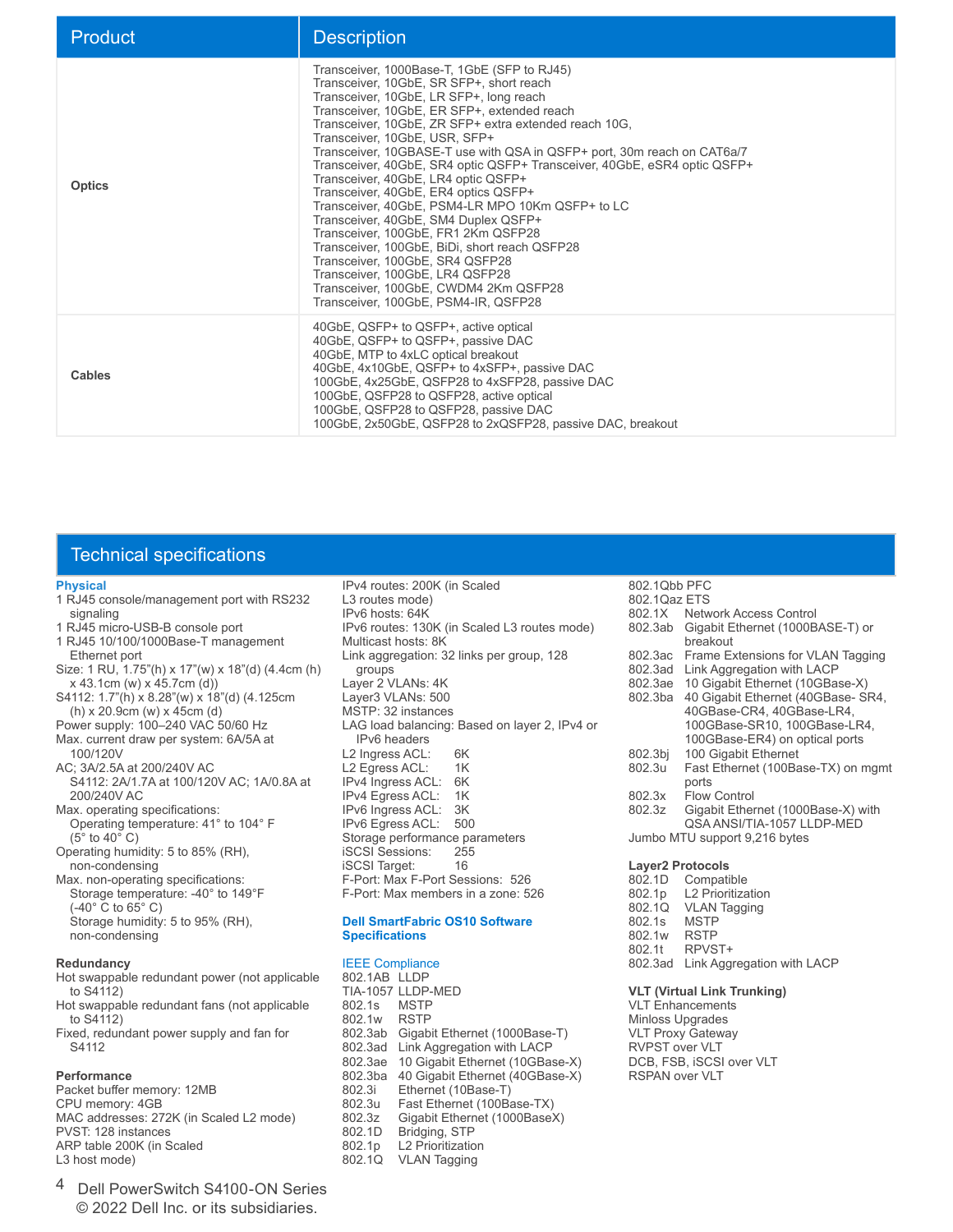| Product | Description |
|---|---|
| **Optics** | Transceiver, 1000Base-T, 1GbE (SFP to RJ45)<br>Transceiver, 10GbE, SR SFP+, short reach<br>Transceiver, 10GbE, LR SFP+, long reach<br>Transceiver, 10GbE, ER SFP+, extended reach<br>Transceiver, 10GbE, ZR SFP+ extra extended reach 10G,<br>Transceiver, 10GbE, USR, SFP+<br>Transceiver, 10GBASE-T use with QSA in QSFP+ port, 30m reach on CAT6a/7<br>Transceiver, 40GbE, SR4 optic QSFP+ Transceiver, 40GbE, eSR4 optic QSFP+<br>Transceiver, 40GbE, LR4 optic QSFP+<br>Transceiver, 40GbE, ER4 optics QSFP+<br>Transceiver, 40GbE, PSM4-LR MPO 10Km QSFP+ to LC<br>Transceiver, 40GbE, SM4 Duplex QSFP+<br>Transceiver, 100GbE, FR1 2Km QSFP28<br>Transceiver, 100GbE, BiDi, short reach QSFP28<br>Transceiver, 100GbE, SR4 QSFP28<br>Transceiver, 100GbE, LR4 QSFP28<br>Transceiver, 100GbE, CWDM4 2Km QSFP28<br>Transceiver, 100GbE, PSM4-IR, QSFP28 |
| **Cables** | 40GbE, QSFP+ to QSFP+, active optical<br>40GbE, QSFP+ to QSFP+, passive DAC<br>40GbE, MTP to 4xLC optical breakout<br>40GbE, 4x10GbE, QSFP+ to 4xSFP+, passive DAC<br>100GbE, 4x25GbE, QSFP28 to 4xSFP28, passive DAC<br>100GbE, QSFP28 to QSFP28, active optical<br>100GbE, QSFP28 to QSFP28, passive DAC<br>100GbE, 2x50GbE, QSFP28 to 2xQSFP28, passive DAC, breakout |

## Technical specifications

**Physical**

1 RJ45 console/management port with RS232 signaling
1 RJ45 micro-USB-B console port
1 RJ45 10/100/1000Base-T management Ethernet port
Size: 1 RU, 1.75"(h) x 17"(w) x 18"(d) (4.4cm (h) x 43.1cm (w) x 45.7cm (d))
S4112: 1.7"(h) x 8.28"(w) x 18"(d) (4.125cm (h) x 20.9cm (w) x 45cm (d)
Power supply: 100–240 VAC 50/60 Hz
Max. current draw per system: 6A/5A at 100/120V
AC; 3A/2.5A at 200/240V AC
S4112: 2A/1.7A at 100/120V AC; 1A/0.8A at 200/240V AC
Max. operating specifications:
Operating temperature: 41° to 104° F (5° to 40° C)
Operating humidity: 5 to 85% (RH), non-condensing
Max. non-operating specifications:
Storage temperature: -40° to 149°F (-40° C to 65° C)
Storage humidity: 5 to 95% (RH), non-condensing

**Redundancy**

Hot swappable redundant power (not applicable to S4112)
Hot swappable redundant fans (not applicable to S4112)
Fixed, redundant power supply and fan for S4112

**Performance**

Packet buffer memory: 12MB
CPU memory: 4GB
MAC addresses: 272K (in Scaled L2 mode)
PVST: 128 instances
ARP table 200K (in Scaled L3 host mode)
IPv4 routes: 200K (in Scaled L3 routes mode)
IPv6 hosts: 64K
IPv6 routes: 130K (in Scaled L3 routes mode)
Multicast hosts: 8K
Link aggregation: 32 links per group, 128 groups
Layer 2 VLANs: 4K
Layer3 VLANs: 500
MSTP: 32 instances
LAG load balancing: Based on layer 2, IPv4 or IPv6 headers
L2 Ingress ACL: 6K
L2 Egress ACL: 1K
IPv4 Ingress ACL: 6K
IPv4 Egress ACL: 1K
IPv6 Ingress ACL: 3K
IPv6 Egress ACL: 500
Storage performance parameters
iSCSI Sessions: 255
iSCSI Target: 16
F-Port: Max F-Port Sessions: 526
F-Port: Max members in a zone: 526

**Dell SmartFabric OS10 Software Specifications**

IEEE Compliance

802.1AB LLDP
TIA-1057 LLDP-MED
802.1s MSTP
802.1w RSTP
802.3ab Gigabit Ethernet (1000Base-T)
802.3ad Link Aggregation with LACP
802.3ae 10 Gigabit Ethernet (10GBase-X)
802.3ba 40 Gigabit Ethernet (40GBase-X)
802.3i Ethernet (10Base-T)
802.3u Fast Ethernet (100Base-TX)
802.3z Gigabit Ethernet (1000BaseX)
802.1D Bridging, STP
802.1p L2 Prioritization
802.1Q VLAN Tagging
802.1Qbb PFC
802.1Qaz ETS
802.1X Network Access Control
802.3ab Gigabit Ethernet (1000BASE-T) or breakout
802.3ac Frame Extensions for VLAN Tagging
802.3ad Link Aggregation with LACP
802.3ae 10 Gigabit Ethernet (10GBase-X)
802.3ba 40 Gigabit Ethernet (40GBase- SR4, 40GBase-CR4, 40GBase-LR4, 100GBase-SR10, 100GBase-LR4, 100GBase-ER4) on optical ports
802.3bj 100 Gigabit Ethernet
802.3u Fast Ethernet (100Base-TX) on mgmt ports
802.3x Flow Control
802.3z Gigabit Ethernet (1000Base-X) with QSA ANSI/TIA-1057 LLDP-MED
Jumbo MTU support 9,216 bytes

**Layer2 Protocols**

802.1D Compatible
802.1p L2 Prioritization
802.1Q VLAN Tagging
802.1s MSTP
802.1w RSTP
802.1t RPVST+
802.3ad Link Aggregation with LACP

**VLT (Virtual Link Trunking)**

VLT Enhancements
Minloss Upgrades
VLT Proxy Gateway
RVPST over VLT
DCB, FSB, iSCSI over VLT
RSPAN over VLT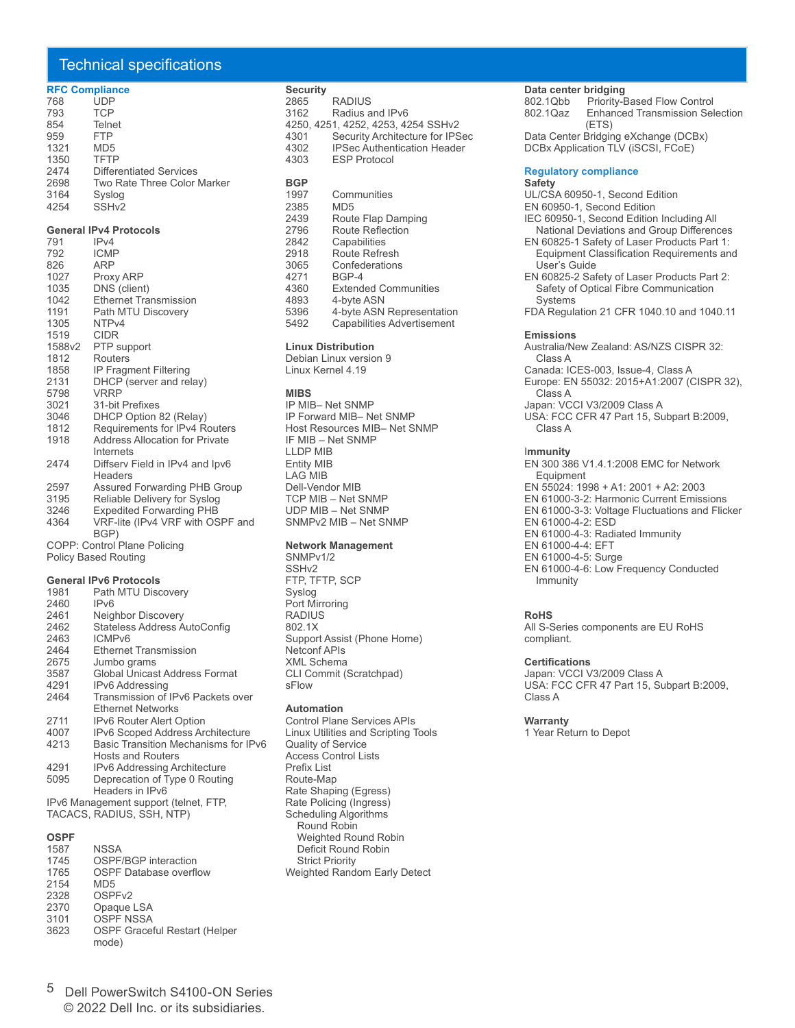## Technical specifications

### RFC Compliance

| | |
|---|---|
| 768 | UDP |
| 793 | TCP |
| 854 | Telnet |
| 959 | FTP |
| 1321 | MD5 |
| 1350 | TFTP |
| 2474 | Differentiated Services |
| 2698 | Two Rate Three Color Marker |
| 3164 | Syslog |
| 4254 | SSHv2 |

### General IPv4 Protocols

| | |
|---|---|
| 791 | IPv4 |
| 792 | ICMP |
| 826 | ARP |
| 1027 | Proxy ARP |
| 1035 | DNS (client) |
| 1042 | Ethernet Transmission |
| 1191 | Path MTU Discovery |
| 1305 | NTPv4 |
| 1519 | CIDR |
| 1588v2 | PTP support |
| 1812 | Routers |
| 1858 | IP Fragment Filtering |
| 2131 | DHCP (server and relay) |
| 5798 | VRRP |
| 3021 | 31-bit Prefixes |
| 3046 | DHCP Option 82 (Relay) |
| 1812 | Requirements for IPv4 Routers |
| 1918 | Address Allocation for Private Internets |
| 2474 | Diffserv Field in IPv4 and Ipv6 Headers |
| 2597 | Assured Forwarding PHB Group |
| 3195 | Reliable Delivery for Syslog |
| 3246 | Expedited Forwarding PHB |
| 4364 | VRF-lite (IPv4 VRF with OSPF and BGP) |

COPP: Control Plane Policing
Policy Based Routing

### General IPv6 Protocols

| | |
|---|---|
| 1981 | Path MTU Discovery |
| 2460 | IPv6 |
| 2461 | Neighbor Discovery |
| 2462 | Stateless Address AutoConfig |
| 2463 | ICMPv6 |
| 2464 | Ethernet Transmission |
| 2675 | Jumbo grams |
| 3587 | Global Unicast Address Format |
| 4291 | IPv6 Addressing |
| 2464 | Transmission of IPv6 Packets over Ethernet Networks |
| 2711 | IPv6 Router Alert Option |
| 4007 | IPv6 Scoped Address Architecture |
| 4213 | Basic Transition Mechanisms for IPv6 Hosts and Routers |
| 4291 | IPv6 Addressing Architecture |
| 5095 | Deprecation of Type 0 Routing Headers in IPv6 |

IPv6 Management support (telnet, FTP, TACACS, RADIUS, SSH, NTP)

### OSPF

| | |
|---|---|
| 1587 | NSSA |
| 1745 | OSPF/BGP interaction |
| 1765 | OSPF Database overflow |
| 2154 | MD5 |
| 2328 | OSPFv2 |
| 2370 | Opaque LSA |
| 3101 | OSPF NSSA |
| 3623 | OSPF Graceful Restart (Helper mode) |

### Security

| | |
|---|---|
| 2865 | RADIUS |
| 3162 | Radius and IPv6 |
| 4250, 4251, 4252, 4253, 4254 | SSHv2 |
| 4301 | Security Architecture for IPSec |
| 4302 | IPSec Authentication Header |
| 4303 | ESP Protocol |

### BGP

| | |
|---|---|
| 1997 | Communities |
| 2385 | MD5 |
| 2439 | Route Flap Damping |
| 2796 | Route Reflection |
| 2842 | Capabilities |
| 2918 | Route Refresh |
| 3065 | Confederations |
| 4271 | BGP-4 |
| 4360 | Extended Communities |
| 4893 | 4-byte ASN |
| 5396 | 4-byte ASN Representation |
| 5492 | Capabilities Advertisement |

### Linux Distribution

Debian Linux version 9
Linux Kernel 4.19

### MIBS

IP MIB– Net SNMP
IP Forward MIB– Net SNMP
Host Resources MIB– Net SNMP
IF MIB – Net SNMP
LLDP MIB
Entity MIB
LAG MIB
Dell-Vendor MIB
TCP MIB – Net SNMP
UDP MIB – Net SNMP
SNMPv2 MIB – Net SNMP

### Network Management

SNMPv1/2
SSHv2
FTP, TFTP, SCP
Syslog
Port Mirroring
RADIUS
802.1X
Support Assist (Phone Home)
Netconf APIs
XML Schema
CLI Commit (Scratchpad)
sFlow

### Automation

Control Plane Services APIs
Linux Utilities and Scripting Tools
Quality of Service
Access Control Lists
Prefix List
Route-Map
Rate Shaping (Egress)
Rate Policing (Ingress)
Scheduling Algorithms
- Round Robin
- Weighted Round Robin
- Deficit Round Robin
- Strict Priority

Weighted Random Early Detect

### Data center bridging

| | |
|---|---|
| 802.1Qbb | Priority-Based Flow Control |
| 802.1Qaz | Enhanced Transmission Selection (ETS) |

Data Center Bridging eXchange (DCBx)
DCBx Application TLV (iSCSI, FCoE)

### Regulatory compliance

**Safety**

UL/CSA 60950-1, Second Edition
EN 60950-1, Second Edition
IEC 60950-1, Second Edition Including All National Deviations and Group Differences
EN 60825-1 Safety of Laser Products Part 1: Equipment Classification Requirements and User's Guide
EN 60825-2 Safety of Laser Products Part 2: Safety of Optical Fibre Communication Systems
FDA Regulation 21 CFR 1040.10 and 1040.11

**Emissions**

Australia/New Zealand: AS/NZS CISPR 32: Class A
Canada: ICES-003, Issue-4, Class A
Europe: EN 55032: 2015+A1:2007 (CISPR 32), Class A
Japan: VCCI V3/2009 Class A
USA: FCC CFR 47 Part 15, Subpart B:2009, Class A

**Immunity**

EN 300 386 V1.4.1:2008 EMC for Network Equipment
EN 55024: 1998 + A1: 2001 + A2: 2003
EN 61000-3-2: Harmonic Current Emissions
EN 61000-3-3: Voltage Fluctuations and Flicker
EN 61000-4-2: ESD
EN 61000-4-3: Radiated Immunity
EN 61000-4-4: EFT
EN 61000-4-5: Surge
EN 61000-4-6: Low Frequency Conducted Immunity

**RoHS**

All S-Series components are EU RoHS compliant.

**Certifications**

Japan: VCCI V3/2009 Class A
USA: FCC CFR 47 Part 15, Subpart B:2009, Class A

**Warranty**

1 Year Return to Depot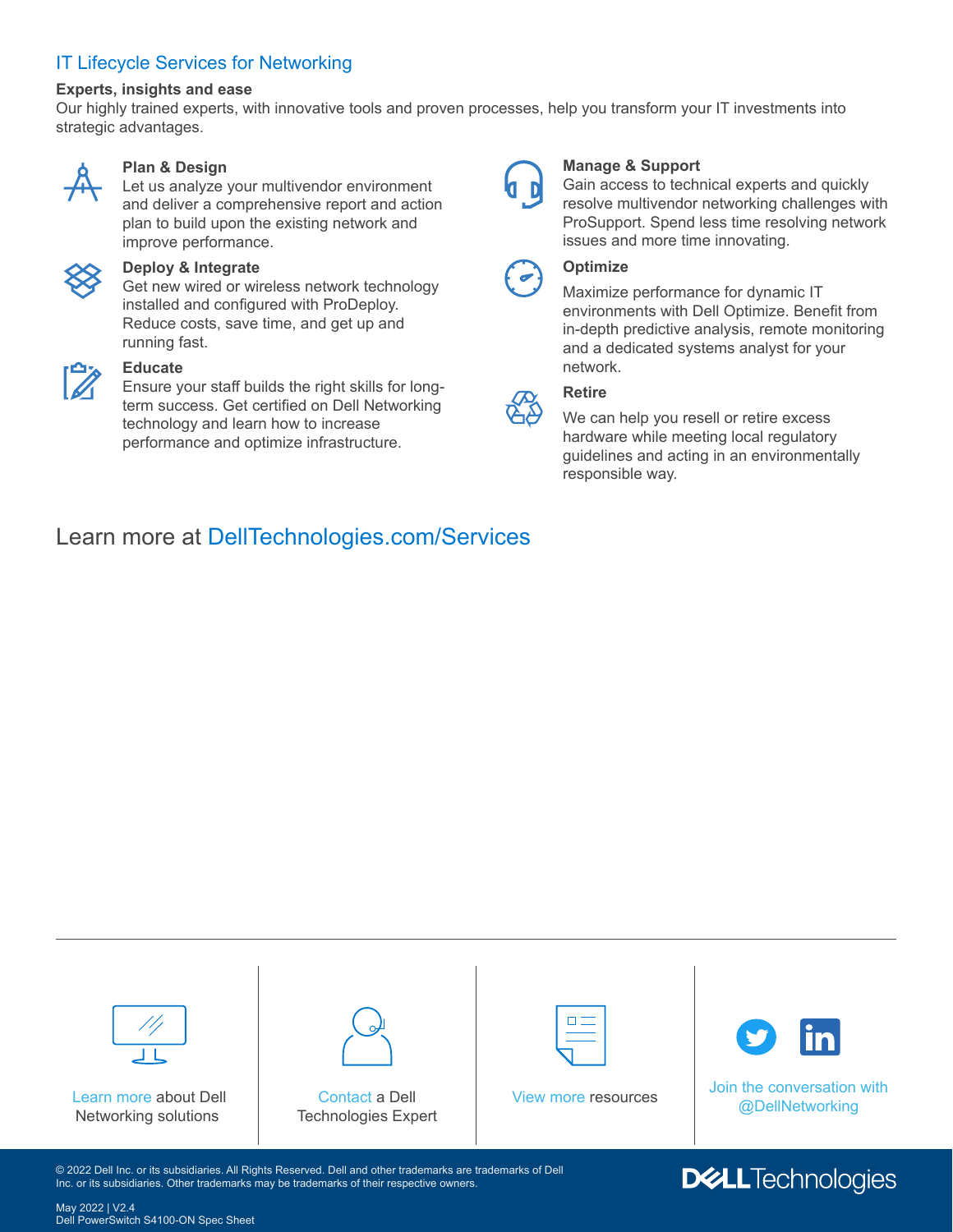## IT Lifecycle Services for Networking

**Experts, insights and ease**

Our highly trained experts, with innovative tools and proven processes, help you transform your IT investments into strategic advantages.

**Plan & Design**
Let us analyze your multivendor environment and deliver a comprehensive report and action plan to build upon the existing network and improve performance.

**Deploy & Integrate**
Get new wired or wireless network technology installed and configured with ProDeploy. Reduce costs, save time, and get up and running fast.

**Educate**
Ensure your staff builds the right skills for long-term success. Get certified on Dell Networking technology and learn how to increase performance and optimize infrastructure.

**Manage & Support**
Gain access to technical experts and quickly resolve multivendor networking challenges with ProSupport. Spend less time resolving network issues and more time innovating.

**Optimize**

Maximize performance for dynamic IT environments with Dell Optimize. Benefit from in-depth predictive analysis, remote monitoring and a dedicated systems analyst for your network.

**Retire**

We can help you resell or retire excess hardware while meeting local regulatory guidelines and acting in an environmentally responsible way.

## Learn more at DellTechnologies.com/Services

Learn more about Dell Networking solutions

Contact a Dell Technologies Expert

View more resources

Join the conversation with @DellNetworking

© 2022 Dell Inc. or its subsidiaries. All Rights Reserved. Dell and other trademarks are trademarks of Dell Inc. or its subsidiaries. Other trademarks may be trademarks of their respective owners.

May 2022 | V2.4
Dell PowerSwitch S4100-ON Spec Sheet